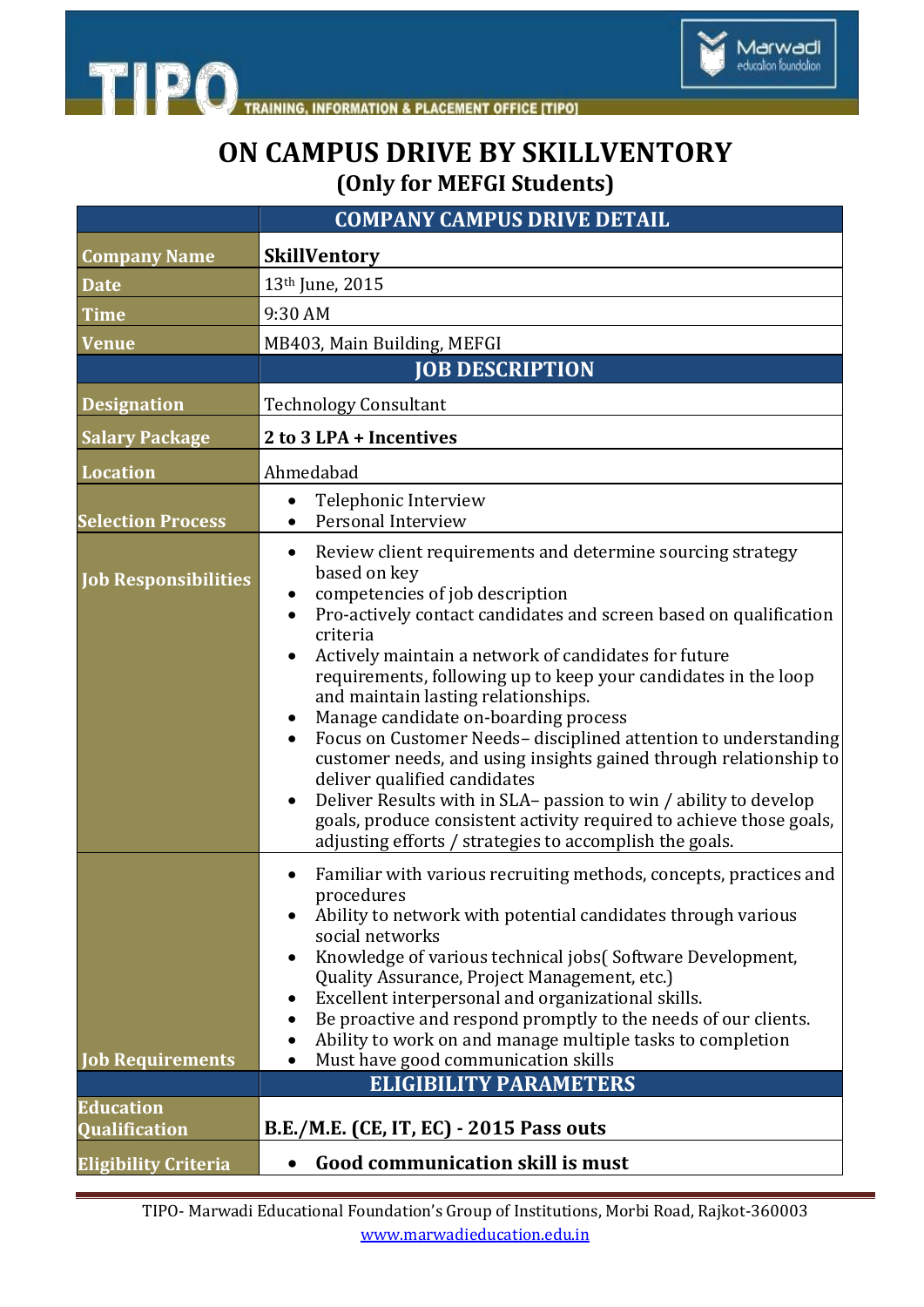# ON CAMPUS DRIVE BY SKILLVENTORY

## (Only for MEFGI Students)

| | COMPANY CAMPUS DRIVE DETAIL |
|---|---|
| **Company Name** | **SkillVentory** |
| **Date** | 13th June, 2015 |
| **Time** | 9:30 AM |
| **Venue** | MB403, Main Building, MEFGI |
| | **JOB DESCRIPTION** |
| **Designation** | Technology Consultant |
| **Salary Package** | **2 to 3 LPA + Incentives** |
| **Location** | Ahmedabad |
| **Selection Process** | • Telephonic Interview<br>• Personal Interview |
| **Job Responsibilities** | • Review client requirements and determine sourcing strategy based on key<br>• competencies of job description<br>• Pro-actively contact candidates and screen based on qualification criteria<br>• Actively maintain a network of candidates for future requirements, following up to keep your candidates in the loop and maintain lasting relationships.<br>• Manage candidate on-boarding process<br>• Focus on Customer Needs– disciplined attention to understanding customer needs, and using insights gained through relationship to deliver qualified candidates<br>• Deliver Results with in SLA– passion to win / ability to develop goals, produce consistent activity required to achieve those goals, adjusting efforts / strategies to accomplish the goals. |
| **Job Requirements** | • Familiar with various recruiting methods, concepts, practices and procedures<br>• Ability to network with potential candidates through various social networks<br>• Knowledge of various technical jobs( Software Development, Quality Assurance, Project Management, etc.)<br>• Excellent interpersonal and organizational skills.<br>• Be proactive and respond promptly to the needs of our clients.<br>• Ability to work on and manage multiple tasks to completion<br>• Must have good communication skills |
| | **ELIGIBILITY PARAMETERS** |
| **Education Qualification** | **B.E./M.E. (CE, IT, EC) - 2015 Pass outs** |
| **Eligibility Criteria** | • **Good communication skill is must** |

TIPO- Marwadi Educational Foundation's Group of Institutions, Morbi Road, Rajkot-360003
www.marwadieducation.edu.in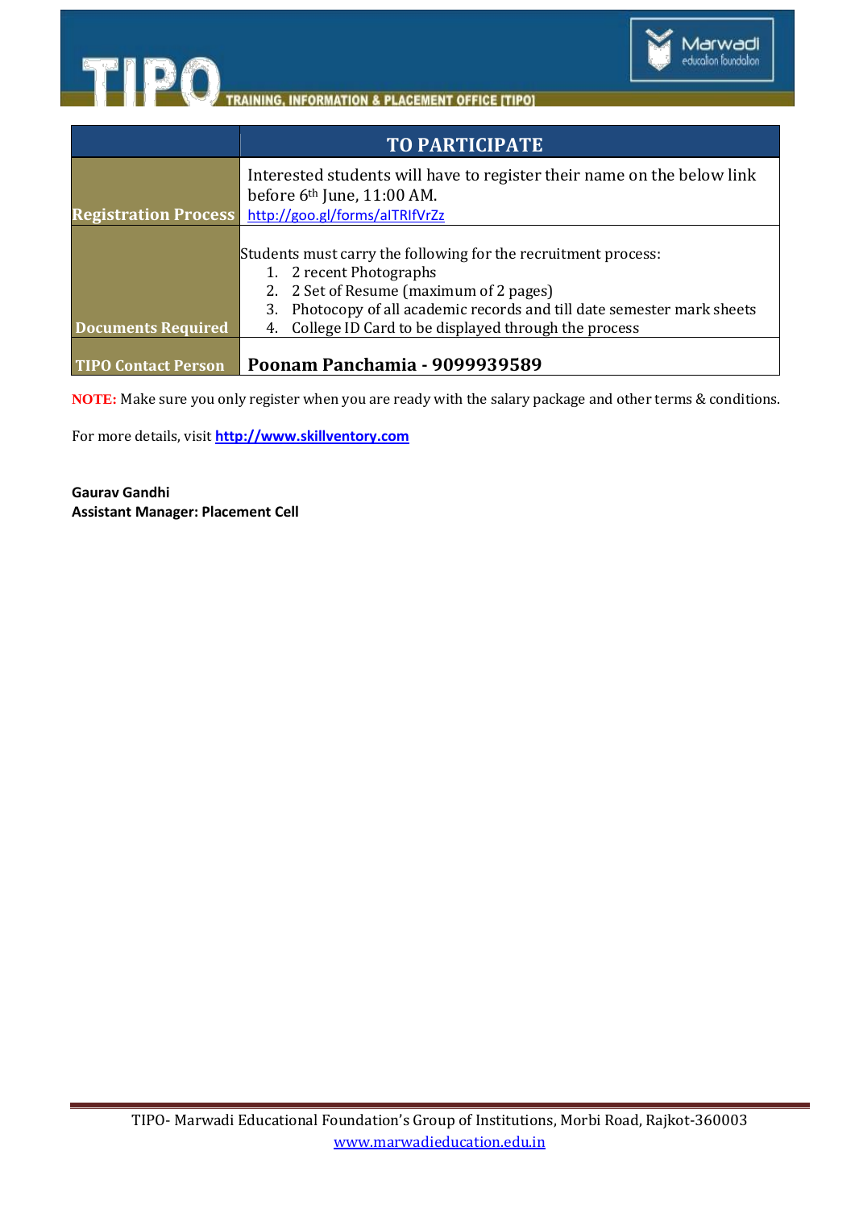| | TO PARTICIPATE |
|---|---|
| **Registration Process** | Interested students will have to register their name on the below link before 6th June, 11:00 AM. http://goo.gl/forms/aITRIfVrZz |
| **Documents Required** | Students must carry the following for the recruitment process:<br>1. 2 recent Photographs<br>2. 2 Set of Resume (maximum of 2 pages)<br>3. Photocopy of all academic records and till date semester mark sheets<br>4. College ID Card to be displayed through the process |
| **TIPO Contact Person** | **Poonam Panchamia - 9099939589** |

**NOTE:** Make sure you only register when you are ready with the salary package and other terms & conditions.

For more details, visit **http://www.skillventory.com**

**Gaurav Gandhi**
**Assistant Manager: Placement Cell**